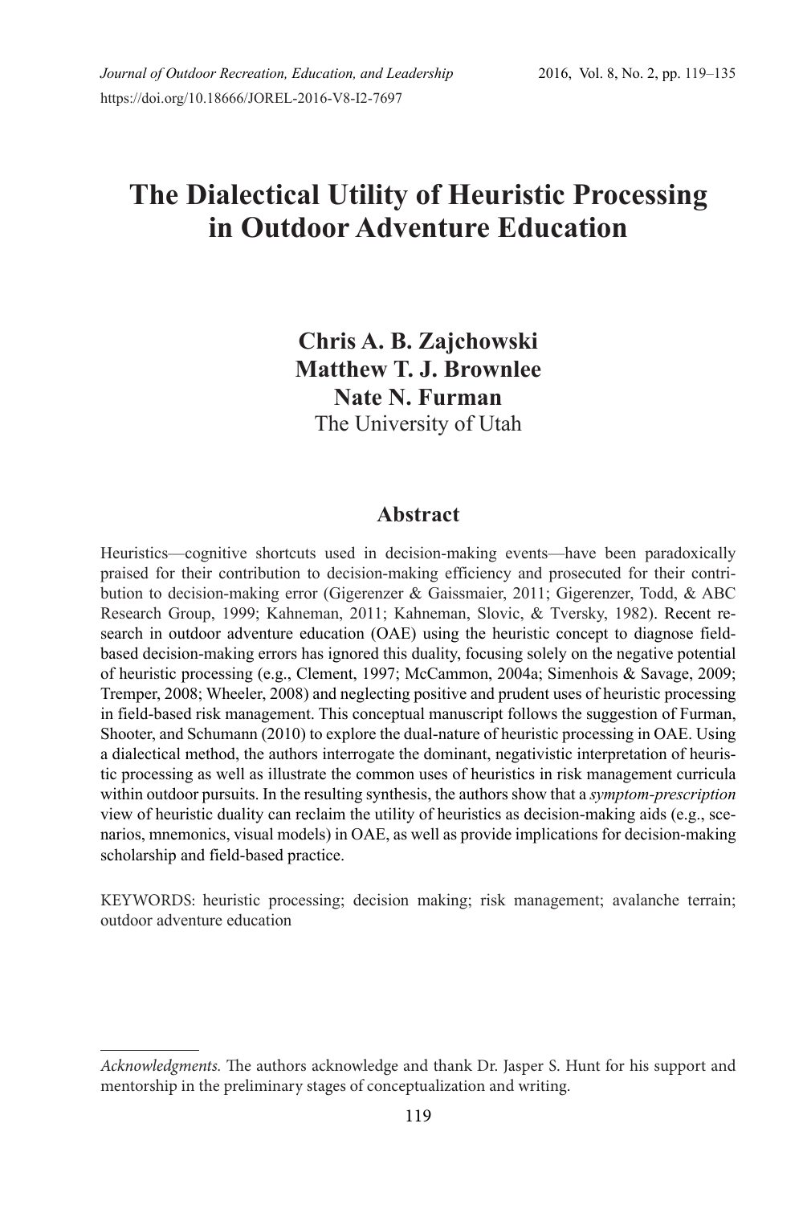# The Dialectical Utility of Heuristic Processing in Outdoor Adventure Education

**Chris A. B. Zajchowski**
**Matthew T. J. Brownlee**
**Nate N. Furman**
The University of Utah

## Abstract

Heuristics—cognitive shortcuts used in decision-making events—have been paradoxically praised for their contribution to decision-making efficiency and prosecuted for their contribution to decision-making error (Gigerenzer & Gaissmaier, 2011; Gigerenzer, Todd, & ABC Research Group, 1999; Kahneman, 2011; Kahneman, Slovic, & Tversky, 1982). Recent research in outdoor adventure education (OAE) using the heuristic concept to diagnose field-based decision-making errors has ignored this duality, focusing solely on the negative potential of heuristic processing (e.g., Clement, 1997; McCammon, 2004a; Simenhois & Savage, 2009; Tremper, 2008; Wheeler, 2008) and neglecting positive and prudent uses of heuristic processing in field-based risk management. This conceptual manuscript follows the suggestion of Furman, Shooter, and Schumann (2010) to explore the dual-nature of heuristic processing in OAE. Using a dialectical method, the authors interrogate the dominant, negativistic interpretation of heuristic processing as well as illustrate the common uses of heuristics in risk management curricula within outdoor pursuits. In the resulting synthesis, the authors show that a *symptom-prescription* view of heuristic duality can reclaim the utility of heuristics as decision-making aids (e.g., scenarios, mnemonics, visual models) in OAE, as well as provide implications for decision-making scholarship and field-based practice.

KEYWORDS: heuristic processing; decision making; risk management; avalanche terrain; outdoor adventure education

---

*Acknowledgments.* The authors acknowledge and thank Dr. Jasper S. Hunt for his support and mentorship in the preliminary stages of conceptualization and writing.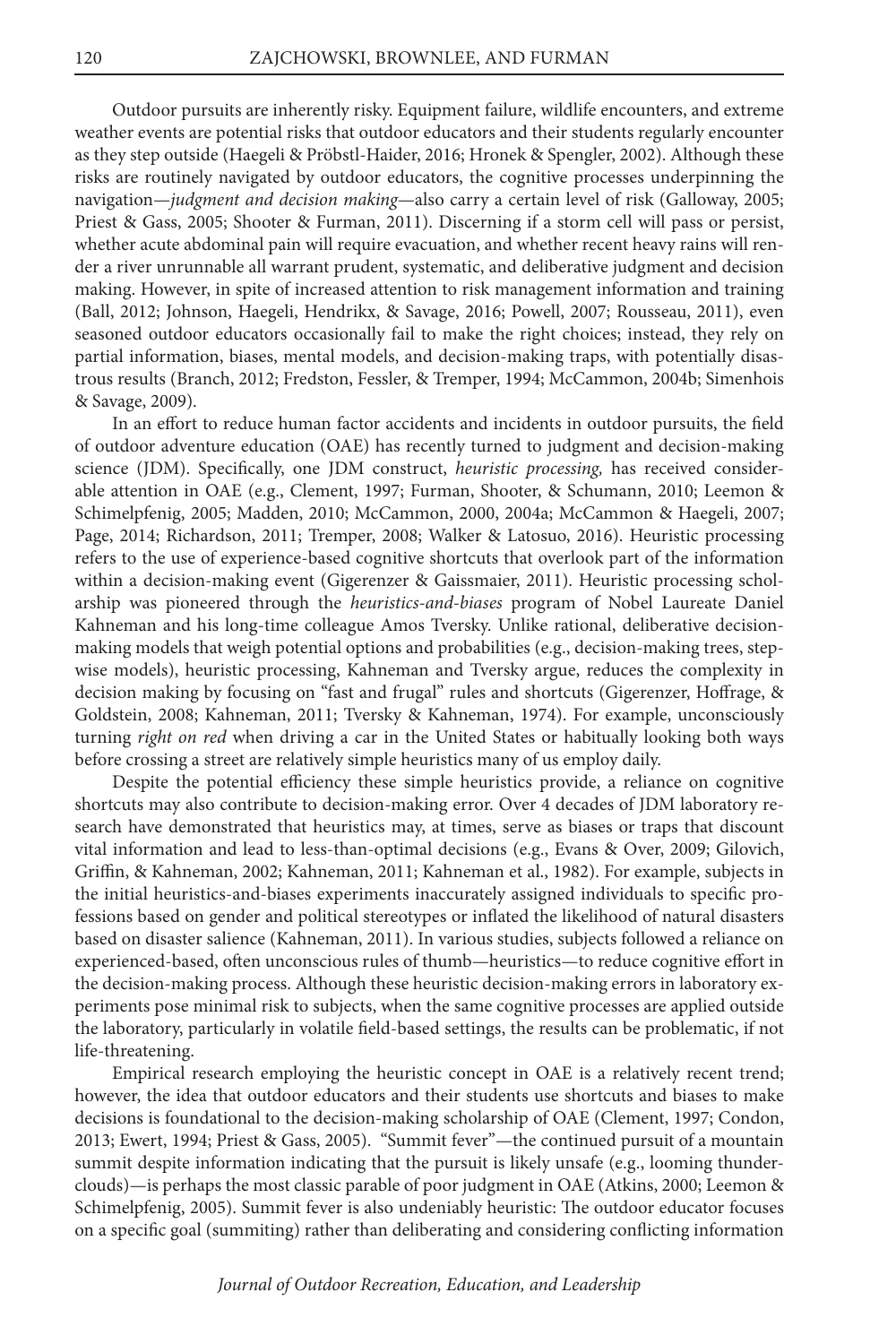Outdoor pursuits are inherently risky. Equipment failure, wildlife encounters, and extreme weather events are potential risks that outdoor educators and their students regularly encounter as they step outside (Haegeli & Pröbstl-Haider, 2016; Hronek & Spengler, 2002). Although these risks are routinely navigated by outdoor educators, the cognitive processes underpinning the navigation—*judgment and decision making*—also carry a certain level of risk (Galloway, 2005; Priest & Gass, 2005; Shooter & Furman, 2011). Discerning if a storm cell will pass or persist, whether acute abdominal pain will require evacuation, and whether recent heavy rains will render a river unrunnable all warrant prudent, systematic, and deliberative judgment and decision making. However, in spite of increased attention to risk management information and training (Ball, 2012; Johnson, Haegeli, Hendrikx, & Savage, 2016; Powell, 2007; Rousseau, 2011), even seasoned outdoor educators occasionally fail to make the right choices; instead, they rely on partial information, biases, mental models, and decision-making traps, with potentially disastrous results (Branch, 2012; Fredston, Fessler, & Tremper, 1994; McCammon, 2004b; Simenhois & Savage, 2009).

In an effort to reduce human factor accidents and incidents in outdoor pursuits, the field of outdoor adventure education (OAE) has recently turned to judgment and decision-making science (JDM). Specifically, one JDM construct, *heuristic processing,* has received considerable attention in OAE (e.g., Clement, 1997; Furman, Shooter, & Schumann, 2010; Leemon & Schimelpfenig, 2005; Madden, 2010; McCammon, 2000, 2004a; McCammon & Haegeli, 2007; Page, 2014; Richardson, 2011; Tremper, 2008; Walker & Latosuo, 2016). Heuristic processing refers to the use of experience-based cognitive shortcuts that overlook part of the information within a decision-making event (Gigerenzer & Gaissmaier, 2011). Heuristic processing scholarship was pioneered through the *heuristics-and-biases* program of Nobel Laureate Daniel Kahneman and his long-time colleague Amos Tversky. Unlike rational, deliberative decision-making models that weigh potential options and probabilities (e.g., decision-making trees, stepwise models), heuristic processing, Kahneman and Tversky argue, reduces the complexity in decision making by focusing on "fast and frugal" rules and shortcuts (Gigerenzer, Hoffrage, & Goldstein, 2008; Kahneman, 2011; Tversky & Kahneman, 1974). For example, unconsciously turning *right on red* when driving a car in the United States or habitually looking both ways before crossing a street are relatively simple heuristics many of us employ daily.

Despite the potential efficiency these simple heuristics provide, a reliance on cognitive shortcuts may also contribute to decision-making error. Over 4 decades of JDM laboratory research have demonstrated that heuristics may, at times, serve as biases or traps that discount vital information and lead to less-than-optimal decisions (e.g., Evans & Over, 2009; Gilovich, Griffin, & Kahneman, 2002; Kahneman, 2011; Kahneman et al., 1982). For example, subjects in the initial heuristics-and-biases experiments inaccurately assigned individuals to specific professions based on gender and political stereotypes or inflated the likelihood of natural disasters based on disaster salience (Kahneman, 2011). In various studies, subjects followed a reliance on experienced-based, often unconscious rules of thumb—heuristics—to reduce cognitive effort in the decision-making process. Although these heuristic decision-making errors in laboratory experiments pose minimal risk to subjects, when the same cognitive processes are applied outside the laboratory, particularly in volatile field-based settings, the results can be problematic, if not life-threatening.

Empirical research employing the heuristic concept in OAE is a relatively recent trend; however, the idea that outdoor educators and their students use shortcuts and biases to make decisions is foundational to the decision-making scholarship of OAE (Clement, 1997; Condon, 2013; Ewert, 1994; Priest & Gass, 2005). "Summit fever"—the continued pursuit of a mountain summit despite information indicating that the pursuit is likely unsafe (e.g., looming thunderclouds)—is perhaps the most classic parable of poor judgment in OAE (Atkins, 2000; Leemon & Schimelpfenig, 2005). Summit fever is also undeniably heuristic: The outdoor educator focuses on a specific goal (summiting) rather than deliberating and considering conflicting information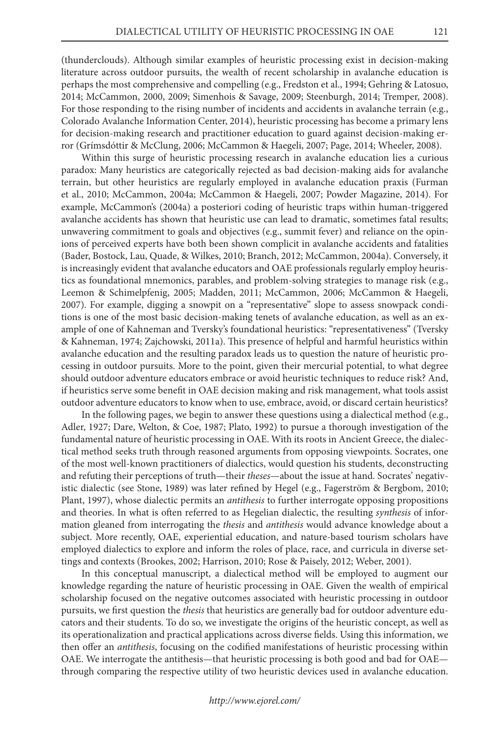(thunderclouds). Although similar examples of heuristic processing exist in decision-making literature across outdoor pursuits, the wealth of recent scholarship in avalanche education is perhaps the most comprehensive and compelling (e.g., Fredston et al., 1994; Gehring & Latosuo, 2014; McCammon, 2000, 2009; Simenhois & Savage, 2009; Steenburgh, 2014; Tremper, 2008). For those responding to the rising number of incidents and accidents in avalanche terrain (e.g., Colorado Avalanche Information Center, 2014), heuristic processing has become a primary lens for decision-making research and practitioner education to guard against decision-making error (Grímsdóttir & McClung, 2006; McCammon & Haegeli, 2007; Page, 2014; Wheeler, 2008).

Within this surge of heuristic processing research in avalanche education lies a curious paradox: Many heuristics are categorically rejected as bad decision-making aids for avalanche terrain, but other heuristics are regularly employed in avalanche education praxis (Furman et al., 2010; McCammon, 2004a; McCammon & Haegeli, 2007; Powder Magazine, 2014). For example, McCammon's (2004a) a posteriori coding of heuristic traps within human-triggered avalanche accidents has shown that heuristic use can lead to dramatic, sometimes fatal results; unwavering commitment to goals and objectives (e.g., summit fever) and reliance on the opinions of perceived experts have both been shown complicit in avalanche accidents and fatalities (Bader, Bostock, Lau, Quade, & Wilkes, 2010; Branch, 2012; McCammon, 2004a). Conversely, it is increasingly evident that avalanche educators and OAE professionals regularly employ heuristics as foundational mnemonics, parables, and problem-solving strategies to manage risk (e.g., Leemon & Schimelpfenig, 2005; Madden, 2011; McCammon, 2006; McCammon & Haegeli, 2007). For example, digging a snowpit on a "representative" slope to assess snowpack conditions is one of the most basic decision-making tenets of avalanche education, as well as an example of one of Kahneman and Tversky's foundational heuristics: "representativeness" (Tversky & Kahneman, 1974; Zajchowski, 2011a). This presence of helpful and harmful heuristics within avalanche education and the resulting paradox leads us to question the nature of heuristic processing in outdoor pursuits. More to the point, given their mercurial potential, to what degree should outdoor adventure educators embrace or avoid heuristic techniques to reduce risk? And, if heuristics serve some benefit in OAE decision making and risk management, what tools assist outdoor adventure educators to know when to use, embrace, avoid, or discard certain heuristics?

In the following pages, we begin to answer these questions using a dialectical method (e.g., Adler, 1927; Dare, Welton, & Coe, 1987; Plato, 1992) to pursue a thorough investigation of the fundamental nature of heuristic processing in OAE. With its roots in Ancient Greece, the dialectical method seeks truth through reasoned arguments from opposing viewpoints. Socrates, one of the most well-known practitioners of dialectics, would question his students, deconstructing and refuting their perceptions of truth—their *theses*—about the issue at hand. Socrates' negativistic dialectic (see Stone, 1989) was later refined by Hegel (e.g., Fagerström & Bergbom, 2010; Plant, 1997), whose dialectic permits an *antithesis* to further interrogate opposing propositions and theories. In what is often referred to as Hegelian dialectic, the resulting *synthesis* of information gleaned from interrogating the *thesis* and *antithesis* would advance knowledge about a subject. More recently, OAE, experiential education, and nature-based tourism scholars have employed dialectics to explore and inform the roles of place, race, and curricula in diverse settings and contexts (Brookes, 2002; Harrison, 2010; Rose & Paisely, 2012; Weber, 2001).

In this conceptual manuscript, a dialectical method will be employed to augment our knowledge regarding the nature of heuristic processing in OAE. Given the wealth of empirical scholarship focused on the negative outcomes associated with heuristic processing in outdoor pursuits, we first question the *thesis* that heuristics are generally bad for outdoor adventure educators and their students. To do so, we investigate the origins of the heuristic concept, as well as its operationalization and practical applications across diverse fields. Using this information, we then offer an *antithesis*, focusing on the codified manifestations of heuristic processing within OAE. We interrogate the antithesis—that heuristic processing is both good and bad for OAE—through comparing the respective utility of two heuristic devices used in avalanche education.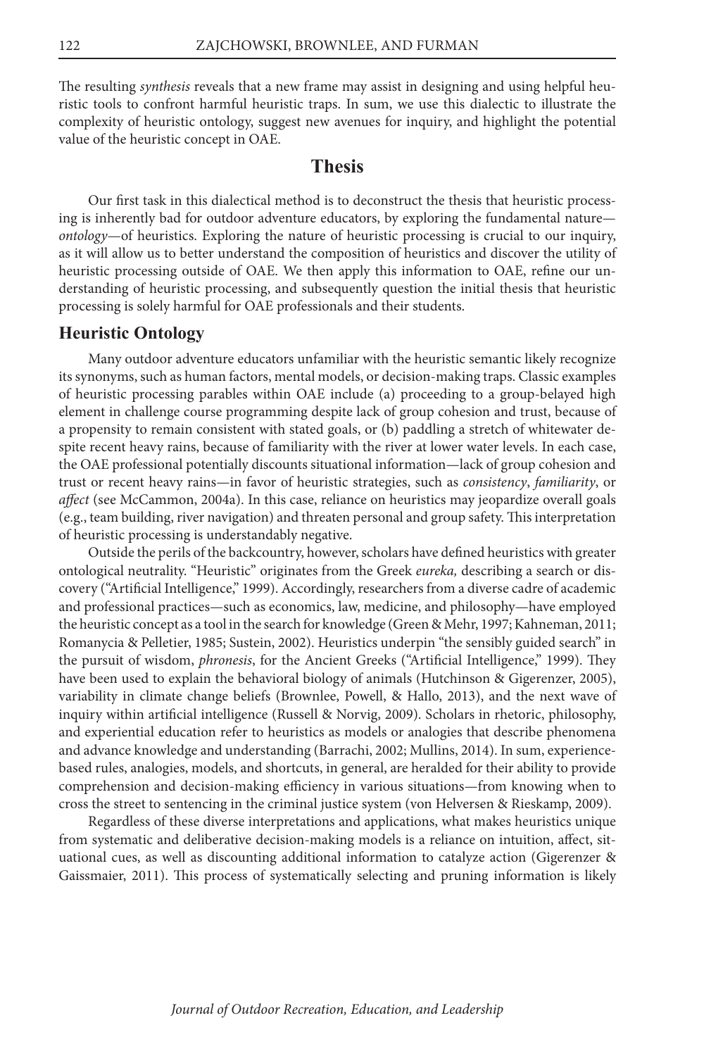The resulting *synthesis* reveals that a new frame may assist in designing and using helpful heuristic tools to confront harmful heuristic traps. In sum, we use this dialectic to illustrate the complexity of heuristic ontology, suggest new avenues for inquiry, and highlight the potential value of the heuristic concept in OAE.

## Thesis

Our first task in this dialectical method is to deconstruct the thesis that heuristic processing is inherently bad for outdoor adventure educators, by exploring the fundamental nature—*ontology*—of heuristics. Exploring the nature of heuristic processing is crucial to our inquiry, as it will allow us to better understand the composition of heuristics and discover the utility of heuristic processing outside of OAE. We then apply this information to OAE, refine our understanding of heuristic processing, and subsequently question the initial thesis that heuristic processing is solely harmful for OAE professionals and their students.

### Heuristic Ontology

Many outdoor adventure educators unfamiliar with the heuristic semantic likely recognize its synonyms, such as human factors, mental models, or decision-making traps. Classic examples of heuristic processing parables within OAE include (a) proceeding to a group-belayed high element in challenge course programming despite lack of group cohesion and trust, because of a propensity to remain consistent with stated goals, or (b) paddling a stretch of whitewater despite recent heavy rains, because of familiarity with the river at lower water levels. In each case, the OAE professional potentially discounts situational information—lack of group cohesion and trust or recent heavy rains—in favor of heuristic strategies, such as *consistency*, *familiarity*, or *affect* (see McCammon, 2004a). In this case, reliance on heuristics may jeopardize overall goals (e.g., team building, river navigation) and threaten personal and group safety. This interpretation of heuristic processing is understandably negative.

Outside the perils of the backcountry, however, scholars have defined heuristics with greater ontological neutrality. "Heuristic" originates from the Greek *eureka,* describing a search or discovery ("Artificial Intelligence," 1999). Accordingly, researchers from a diverse cadre of academic and professional practices—such as economics, law, medicine, and philosophy—have employed the heuristic concept as a tool in the search for knowledge (Green & Mehr, 1997; Kahneman, 2011; Romanycia & Pelletier, 1985; Sustein, 2002). Heuristics underpin "the sensibly guided search" in the pursuit of wisdom, *phronesis*, for the Ancient Greeks ("Artificial Intelligence," 1999). They have been used to explain the behavioral biology of animals (Hutchinson & Gigerenzer, 2005), variability in climate change beliefs (Brownlee, Powell, & Hallo, 2013), and the next wave of inquiry within artificial intelligence (Russell & Norvig, 2009). Scholars in rhetoric, philosophy, and experiential education refer to heuristics as models or analogies that describe phenomena and advance knowledge and understanding (Barrachi, 2002; Mullins, 2014). In sum, experience-based rules, analogies, models, and shortcuts, in general, are heralded for their ability to provide comprehension and decision-making efficiency in various situations—from knowing when to cross the street to sentencing in the criminal justice system (von Helversen & Rieskamp, 2009).

Regardless of these diverse interpretations and applications, what makes heuristics unique from systematic and deliberative decision-making models is a reliance on intuition, affect, situational cues, as well as discounting additional information to catalyze action (Gigerenzer & Gaissmaier, 2011). This process of systematically selecting and pruning information is likely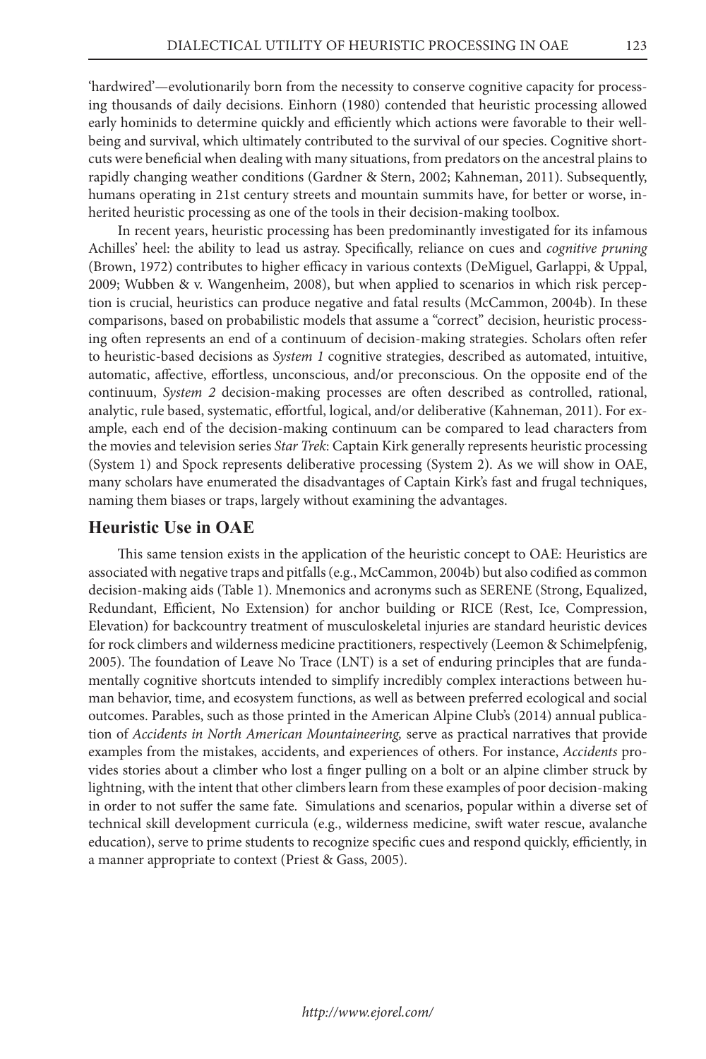'hardwired'—evolutionarily born from the necessity to conserve cognitive capacity for processing thousands of daily decisions. Einhorn (1980) contended that heuristic processing allowed early hominids to determine quickly and efficiently which actions were favorable to their wellbeing and survival, which ultimately contributed to the survival of our species. Cognitive shortcuts were beneficial when dealing with many situations, from predators on the ancestral plains to rapidly changing weather conditions (Gardner & Stern, 2002; Kahneman, 2011). Subsequently, humans operating in 21st century streets and mountain summits have, for better or worse, inherited heuristic processing as one of the tools in their decision-making toolbox.

In recent years, heuristic processing has been predominantly investigated for its infamous Achilles' heel: the ability to lead us astray. Specifically, reliance on cues and *cognitive pruning* (Brown, 1972) contributes to higher efficacy in various contexts (DeMiguel, Garlappi, & Uppal, 2009; Wubben & v. Wangenheim, 2008), but when applied to scenarios in which risk perception is crucial, heuristics can produce negative and fatal results (McCammon, 2004b). In these comparisons, based on probabilistic models that assume a "correct" decision, heuristic processing often represents an end of a continuum of decision-making strategies. Scholars often refer to heuristic-based decisions as *System 1* cognitive strategies, described as automated, intuitive, automatic, affective, effortless, unconscious, and/or preconscious. On the opposite end of the continuum, *System 2* decision-making processes are often described as controlled, rational, analytic, rule based, systematic, effortful, logical, and/or deliberative (Kahneman, 2011). For example, each end of the decision-making continuum can be compared to lead characters from the movies and television series *Star Trek*: Captain Kirk generally represents heuristic processing (System 1) and Spock represents deliberative processing (System 2). As we will show in OAE, many scholars have enumerated the disadvantages of Captain Kirk's fast and frugal techniques, naming them biases or traps, largely without examining the advantages.

## Heuristic Use in OAE

This same tension exists in the application of the heuristic concept to OAE: Heuristics are associated with negative traps and pitfalls (e.g., McCammon, 2004b) but also codified as common decision-making aids (Table 1). Mnemonics and acronyms such as SERENE (Strong, Equalized, Redundant, Efficient, No Extension) for anchor building or RICE (Rest, Ice, Compression, Elevation) for backcountry treatment of musculoskeletal injuries are standard heuristic devices for rock climbers and wilderness medicine practitioners, respectively (Leemon & Schimelpfenig, 2005). The foundation of Leave No Trace (LNT) is a set of enduring principles that are fundamentally cognitive shortcuts intended to simplify incredibly complex interactions between human behavior, time, and ecosystem functions, as well as between preferred ecological and social outcomes. Parables, such as those printed in the American Alpine Club's (2014) annual publication of *Accidents in North American Mountaineering,* serve as practical narratives that provide examples from the mistakes, accidents, and experiences of others. For instance, *Accidents* provides stories about a climber who lost a finger pulling on a bolt or an alpine climber struck by lightning, with the intent that other climbers learn from these examples of poor decision-making in order to not suffer the same fate. Simulations and scenarios, popular within a diverse set of technical skill development curricula (e.g., wilderness medicine, swift water rescue, avalanche education), serve to prime students to recognize specific cues and respond quickly, efficiently, in a manner appropriate to context (Priest & Gass, 2005).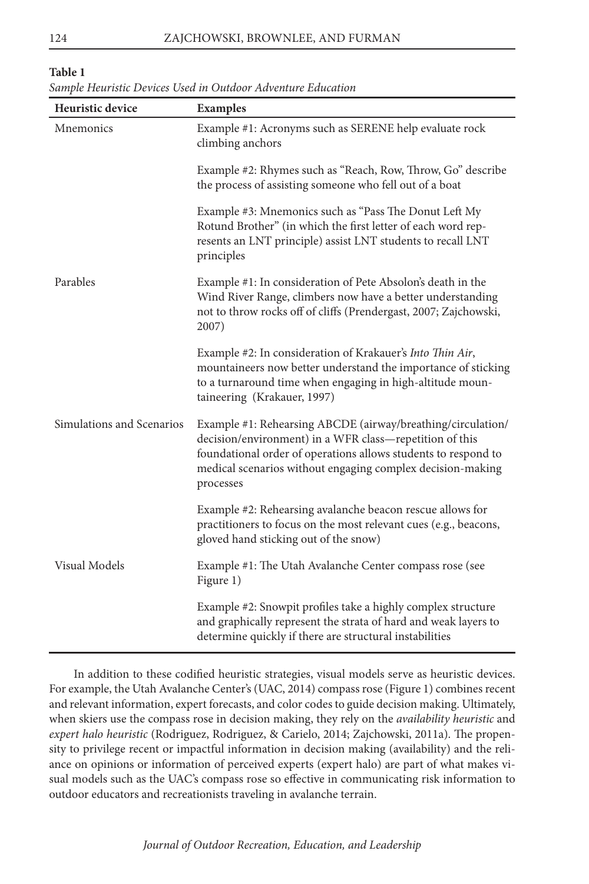**Table 1**
*Sample Heuristic Devices Used in Outdoor Adventure Education*

| Heuristic device | Examples |
|---|---|
| Mnemonics | Example #1: Acronyms such as SERENE help evaluate rock climbing anchors |
| | Example #2: Rhymes such as "Reach, Row, Throw, Go" describe the process of assisting someone who fell out of a boat |
| | Example #3: Mnemonics such as "Pass The Donut Left My Rotund Brother" (in which the first letter of each word represents an LNT principle) assist LNT students to recall LNT principles |
| Parables | Example #1: In consideration of Pete Absolon's death in the Wind River Range, climbers now have a better understanding not to throw rocks off of cliffs (Prendergast, 2007; Zajchowski, 2007) |
| | Example #2: In consideration of Krakauer's *Into Thin Air*, mountaineers now better understand the importance of sticking to a turnaround time when engaging in high-altitude mountaineering (Krakauer, 1997) |
| Simulations and Scenarios | Example #1: Rehearsing ABCDE (airway/breathing/circulation/decision/environment) in a WFR class—repetition of this foundational order of operations allows students to respond to medical scenarios without engaging complex decision-making processes |
| | Example #2: Rehearsing avalanche beacon rescue allows for practitioners to focus on the most relevant cues (e.g., beacons, gloved hand sticking out of the snow) |
| Visual Models | Example #1: The Utah Avalanche Center compass rose (see Figure 1) |
| | Example #2: Snowpit profiles take a highly complex structure and graphically represent the strata of hard and weak layers to determine quickly if there are structural instabilities |

In addition to these codified heuristic strategies, visual models serve as heuristic devices. For example, the Utah Avalanche Center's (UAC, 2014) compass rose (Figure 1) combines recent and relevant information, expert forecasts, and color codes to guide decision making. Ultimately, when skiers use the compass rose in decision making, they rely on the *availability heuristic* and *expert halo heuristic* (Rodriguez, Rodriguez, & Carielo, 2014; Zajchowski, 2011a). The propensity to privilege recent or impactful information in decision making (availability) and the reliance on opinions or information of perceived experts (expert halo) are part of what makes visual models such as the UAC's compass rose so effective in communicating risk information to outdoor educators and recreationists traveling in avalanche terrain.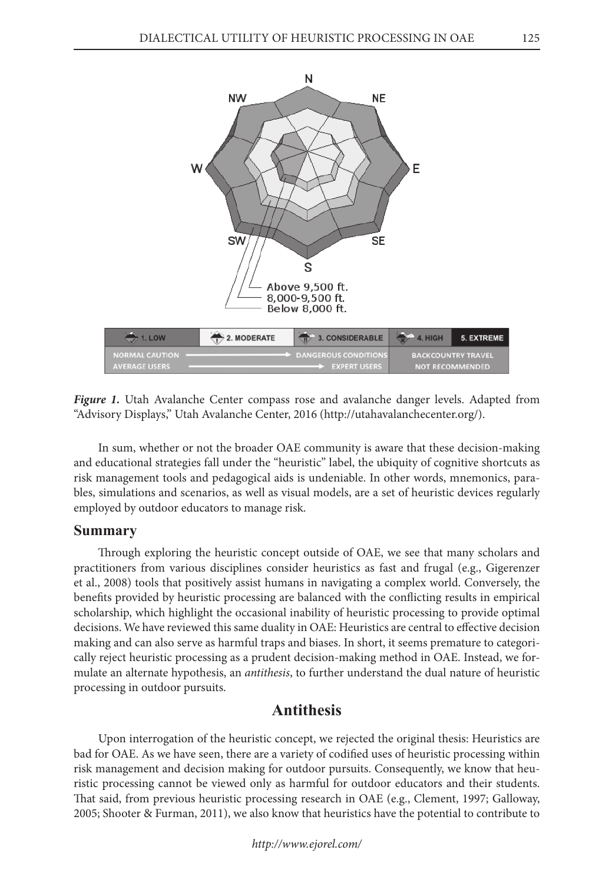*Figure 1.* Utah Avalanche Center compass rose and avalanche danger levels. Adapted from "Advisory Displays," Utah Avalanche Center, 2016 (http://utahavalanchecenter.org/).

In sum, whether or not the broader OAE community is aware that these decision-making and educational strategies fall under the "heuristic" label, the ubiquity of cognitive shortcuts as risk management tools and pedagogical aids is undeniable. In other words, mnemonics, parables, simulations and scenarios, as well as visual models, are a set of heuristic devices regularly employed by outdoor educators to manage risk.

### Summary

Through exploring the heuristic concept outside of OAE, we see that many scholars and practitioners from various disciplines consider heuristics as fast and frugal (e.g., Gigerenzer et al., 2008) tools that positively assist humans in navigating a complex world. Conversely, the benefits provided by heuristic processing are balanced with the conflicting results in empirical scholarship, which highlight the occasional inability of heuristic processing to provide optimal decisions. We have reviewed this same duality in OAE: Heuristics are central to effective decision making and can also serve as harmful traps and biases. In short, it seems premature to categorically reject heuristic processing as a prudent decision-making method in OAE. Instead, we formulate an alternate hypothesis, an *antithesis*, to further understand the dual nature of heuristic processing in outdoor pursuits.

## Antithesis

Upon interrogation of the heuristic concept, we rejected the original thesis: Heuristics are bad for OAE. As we have seen, there are a variety of codified uses of heuristic processing within risk management and decision making for outdoor pursuits. Consequently, we know that heuristic processing cannot be viewed only as harmful for outdoor educators and their students. That said, from previous heuristic processing research in OAE (e.g., Clement, 1997; Galloway, 2005; Shooter & Furman, 2011), we also know that heuristics have the potential to contribute to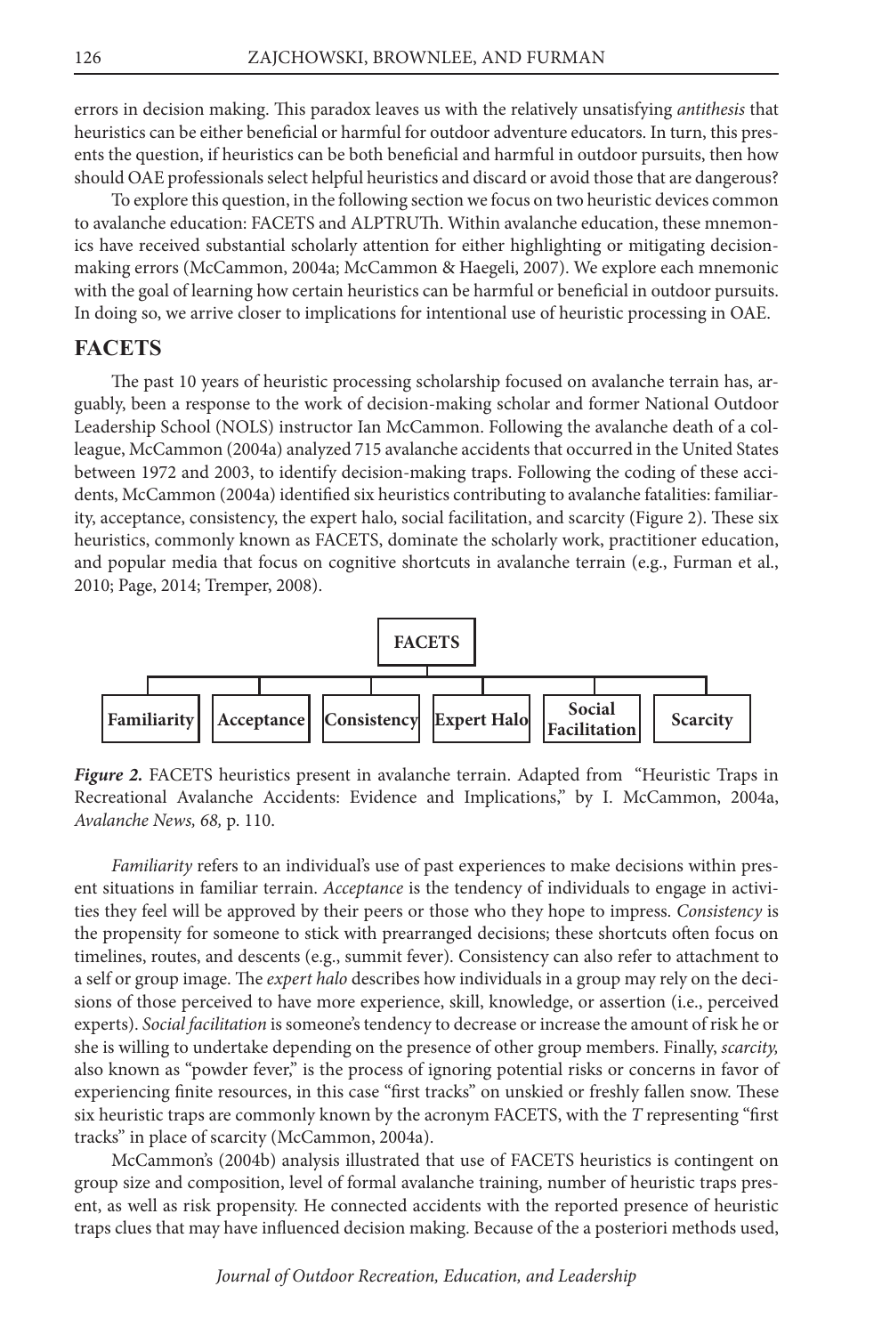errors in decision making. This paradox leaves us with the relatively unsatisfying *antithesis* that heuristics can be either beneficial or harmful for outdoor adventure educators. In turn, this presents the question, if heuristics can be both beneficial and harmful in outdoor pursuits, then how should OAE professionals select helpful heuristics and discard or avoid those that are dangerous?

To explore this question, in the following section we focus on two heuristic devices common to avalanche education: FACETS and ALPTRUTh. Within avalanche education, these mnemonics have received substantial scholarly attention for either highlighting or mitigating decision-making errors (McCammon, 2004a; McCammon & Haegeli, 2007). We explore each mnemonic with the goal of learning how certain heuristics can be harmful or beneficial in outdoor pursuits. In doing so, we arrive closer to implications for intentional use of heuristic processing in OAE.

## FACETS

The past 10 years of heuristic processing scholarship focused on avalanche terrain has, arguably, been a response to the work of decision-making scholar and former National Outdoor Leadership School (NOLS) instructor Ian McCammon. Following the avalanche death of a colleague, McCammon (2004a) analyzed 715 avalanche accidents that occurred in the United States between 1972 and 2003, to identify decision-making traps. Following the coding of these accidents, McCammon (2004a) identified six heuristics contributing to avalanche fatalities: familiarity, acceptance, consistency, the expert halo, social facilitation, and scarcity (Figure 2). These six heuristics, commonly known as FACETS, dominate the scholarly work, practitioner education, and popular media that focus on cognitive shortcuts in avalanche terrain (e.g., Furman et al., 2010; Page, 2014; Tremper, 2008).

**FACETS**

- **Familiarity**
- **Acceptance**
- **Consistency**
- **Expert Halo**
- **Social Facilitation**
- **Scarcity**

***Figure 2.*** FACETS heuristics present in avalanche terrain. Adapted from "Heuristic Traps in Recreational Avalanche Accidents: Evidence and Implications," by I. McCammon, 2004a, *Avalanche News, 68,* p. 110.

*Familiarity* refers to an individual's use of past experiences to make decisions within present situations in familiar terrain. *Acceptance* is the tendency of individuals to engage in activities they feel will be approved by their peers or those who they hope to impress. *Consistency* is the propensity for someone to stick with prearranged decisions; these shortcuts often focus on timelines, routes, and descents (e.g., summit fever). Consistency can also refer to attachment to a self or group image. The *expert halo* describes how individuals in a group may rely on the decisions of those perceived to have more experience, skill, knowledge, or assertion (i.e., perceived experts). *Social facilitation* is someone's tendency to decrease or increase the amount of risk he or she is willing to undertake depending on the presence of other group members. Finally, *scarcity,* also known as "powder fever," is the process of ignoring potential risks or concerns in favor of experiencing finite resources, in this case "first tracks" on unskied or freshly fallen snow. These six heuristic traps are commonly known by the acronym FACETS, with the *T* representing "first tracks" in place of scarcity (McCammon, 2004a).

McCammon's (2004b) analysis illustrated that use of FACETS heuristics is contingent on group size and composition, level of formal avalanche training, number of heuristic traps present, as well as risk propensity. He connected accidents with the reported presence of heuristic traps clues that may have influenced decision making. Because of the a posteriori methods used,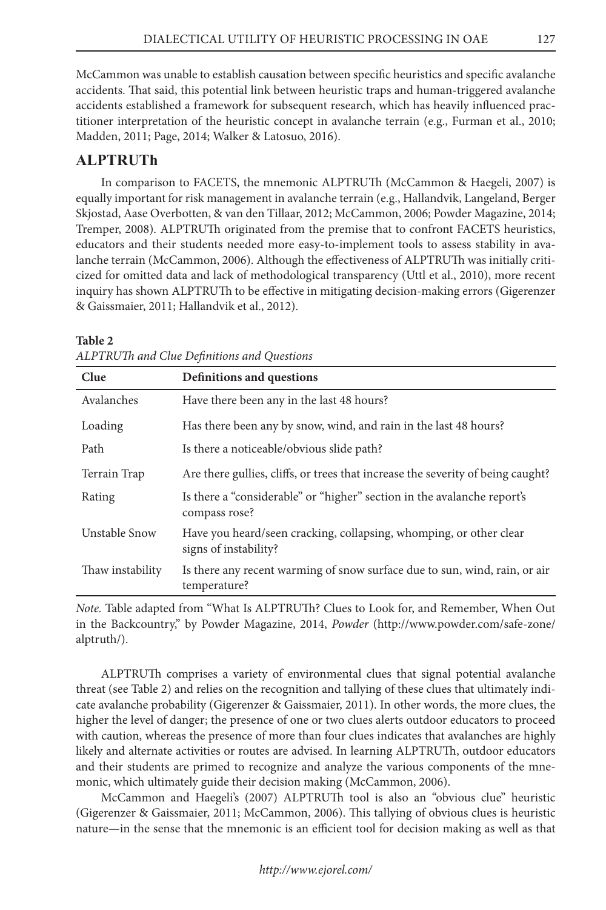McCammon was unable to establish causation between specific heuristics and specific avalanche accidents. That said, this potential link between heuristic traps and human-triggered avalanche accidents established a framework for subsequent research, which has heavily influenced practitioner interpretation of the heuristic concept in avalanche terrain (e.g., Furman et al., 2010; Madden, 2011; Page, 2014; Walker & Latosuo, 2016).

## ALPTRUTh

In comparison to FACETS, the mnemonic ALPTRUTh (McCammon & Haegeli, 2007) is equally important for risk management in avalanche terrain (e.g., Hallandvik, Langeland, Berger Skjostad, Aase Overbotten, & van den Tillaar, 2012; McCammon, 2006; Powder Magazine, 2014; Tremper, 2008). ALPTRUTh originated from the premise that to confront FACETS heuristics, educators and their students needed more easy-to-implement tools to assess stability in avalanche terrain (McCammon, 2006). Although the effectiveness of ALPTRUTh was initially criticized for omitted data and lack of methodological transparency (Uttl et al., 2010), more recent inquiry has shown ALPTRUTh to be effective in mitigating decision-making errors (Gigerenzer & Gaissmaier, 2011; Hallandvik et al., 2012).

**Table 2**

*ALPTRUTh and Clue Definitions and Questions*

| Clue | Definitions and questions |
| --- | --- |
| Avalanches | Have there been any in the last 48 hours? |
| Loading | Has there been any by snow, wind, and rain in the last 48 hours? |
| Path | Is there a noticeable/obvious slide path? |
| Terrain Trap | Are there gullies, cliffs, or trees that increase the severity of being caught? |
| Rating | Is there a "considerable" or "higher" section in the avalanche report's compass rose? |
| Unstable Snow | Have you heard/seen cracking, collapsing, whomping, or other clear signs of instability? |
| Thaw instability | Is there any recent warming of snow surface due to sun, wind, rain, or air temperature? |

*Note.* Table adapted from "What Is ALPTRUTh? Clues to Look for, and Remember, When Out in the Backcountry," by Powder Magazine, 2014, *Powder* (http://www.powder.com/safe-zone/alptruth/).

ALPTRUTh comprises a variety of environmental clues that signal potential avalanche threat (see Table 2) and relies on the recognition and tallying of these clues that ultimately indicate avalanche probability (Gigerenzer & Gaissmaier, 2011). In other words, the more clues, the higher the level of danger; the presence of one or two clues alerts outdoor educators to proceed with caution, whereas the presence of more than four clues indicates that avalanches are highly likely and alternate activities or routes are advised. In learning ALPTRUTh, outdoor educators and their students are primed to recognize and analyze the various components of the mnemonic, which ultimately guide their decision making (McCammon, 2006).

McCammon and Haegeli's (2007) ALPTRUTh tool is also an "obvious clue" heuristic (Gigerenzer & Gaissmaier, 2011; McCammon, 2006). This tallying of obvious clues is heuristic nature—in the sense that the mnemonic is an efficient tool for decision making as well as that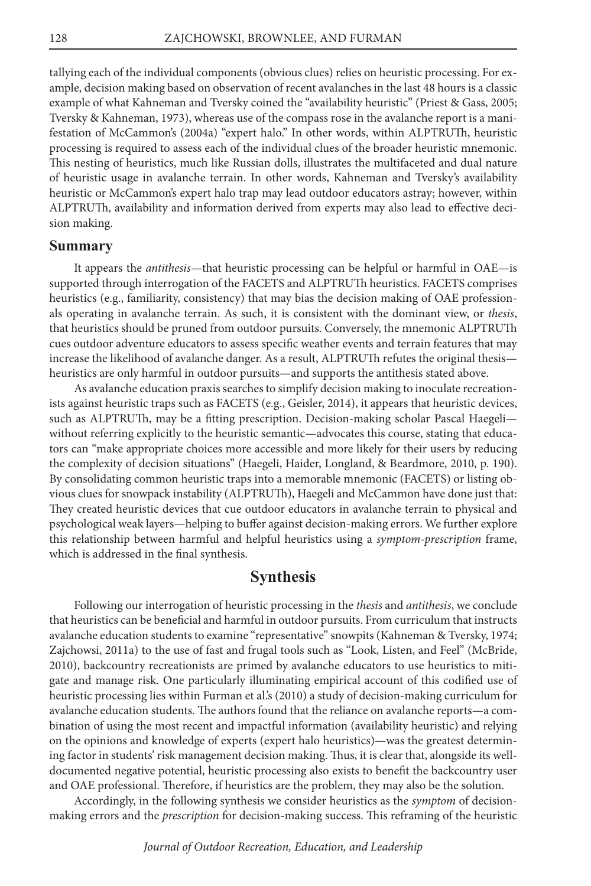tallying each of the individual components (obvious clues) relies on heuristic processing. For example, decision making based on observation of recent avalanches in the last 48 hours is a classic example of what Kahneman and Tversky coined the "availability heuristic" (Priest & Gass, 2005; Tversky & Kahneman, 1973), whereas use of the compass rose in the avalanche report is a manifestation of McCammon's (2004a) "expert halo." In other words, within ALPTRUTh, heuristic processing is required to assess each of the individual clues of the broader heuristic mnemonic. This nesting of heuristics, much like Russian dolls, illustrates the multifaceted and dual nature of heuristic usage in avalanche terrain. In other words, Kahneman and Tversky's availability heuristic or McCammon's expert halo trap may lead outdoor educators astray; however, within ALPTRUTh, availability and information derived from experts may also lead to effective decision making.

## Summary

It appears the *antithesis*—that heuristic processing can be helpful or harmful in OAE—is supported through interrogation of the FACETS and ALPTRUTh heuristics. FACETS comprises heuristics (e.g., familiarity, consistency) that may bias the decision making of OAE professionals operating in avalanche terrain. As such, it is consistent with the dominant view, or *thesis*, that heuristics should be pruned from outdoor pursuits. Conversely, the mnemonic ALPTRUTh cues outdoor adventure educators to assess specific weather events and terrain features that may increase the likelihood of avalanche danger. As a result, ALPTRUTh refutes the original thesis—heuristics are only harmful in outdoor pursuits—and supports the antithesis stated above.

As avalanche education praxis searches to simplify decision making to inoculate recreationists against heuristic traps such as FACETS (e.g., Geisler, 2014), it appears that heuristic devices, such as ALPTRUTh, may be a fitting prescription. Decision-making scholar Pascal Haegeli—without referring explicitly to the heuristic semantic—advocates this course, stating that educators can "make appropriate choices more accessible and more likely for their users by reducing the complexity of decision situations" (Haegeli, Haider, Longland, & Beardmore, 2010, p. 190). By consolidating common heuristic traps into a memorable mnemonic (FACETS) or listing obvious clues for snowpack instability (ALPTRUTh), Haegeli and McCammon have done just that: They created heuristic devices that cue outdoor educators in avalanche terrain to physical and psychological weak layers—helping to buffer against decision-making errors. We further explore this relationship between harmful and helpful heuristics using a *symptom-prescription* frame, which is addressed in the final synthesis.

# Synthesis

Following our interrogation of heuristic processing in the *thesis* and *antithesis*, we conclude that heuristics can be beneficial and harmful in outdoor pursuits. From curriculum that instructs avalanche education students to examine "representative" snowpits (Kahneman & Tversky, 1974; Zajchowsi, 2011a) to the use of fast and frugal tools such as "Look, Listen, and Feel" (McBride, 2010), backcountry recreationists are primed by avalanche educators to use heuristics to mitigate and manage risk. One particularly illuminating empirical account of this codified use of heuristic processing lies within Furman et al.'s (2010) a study of decision-making curriculum for avalanche education students. The authors found that the reliance on avalanche reports—a combination of using the most recent and impactful information (availability heuristic) and relying on the opinions and knowledge of experts (expert halo heuristics)—was the greatest determining factor in students' risk management decision making. Thus, it is clear that, alongside its well-documented negative potential, heuristic processing also exists to benefit the backcountry user and OAE professional. Therefore, if heuristics are the problem, they may also be the solution.

Accordingly, in the following synthesis we consider heuristics as the *symptom* of decision-making errors and the *prescription* for decision-making success. This reframing of the heuristic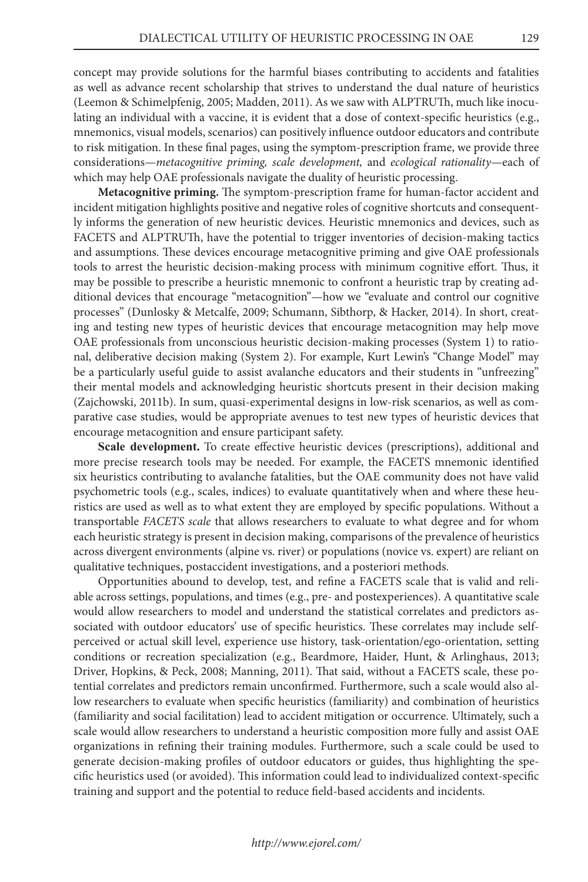concept may provide solutions for the harmful biases contributing to accidents and fatalities as well as advance recent scholarship that strives to understand the dual nature of heuristics (Leemon & Schimelpfenig, 2005; Madden, 2011). As we saw with ALPTRUTh, much like inoculating an individual with a vaccine, it is evident that a dose of context-specific heuristics (e.g., mnemonics, visual models, scenarios) can positively influence outdoor educators and contribute to risk mitigation. In these final pages, using the symptom-prescription frame, we provide three considerations—*metacognitive priming, scale development,* and *ecological rationality*—each of which may help OAE professionals navigate the duality of heuristic processing.

**Metacognitive priming.** The symptom-prescription frame for human-factor accident and incident mitigation highlights positive and negative roles of cognitive shortcuts and consequently informs the generation of new heuristic devices. Heuristic mnemonics and devices, such as FACETS and ALPTRUTh, have the potential to trigger inventories of decision-making tactics and assumptions. These devices encourage metacognitive priming and give OAE professionals tools to arrest the heuristic decision-making process with minimum cognitive effort. Thus, it may be possible to prescribe a heuristic mnemonic to confront a heuristic trap by creating additional devices that encourage "metacognition"—how we "evaluate and control our cognitive processes" (Dunlosky & Metcalfe, 2009; Schumann, Sibthorp, & Hacker, 2014). In short, creating and testing new types of heuristic devices that encourage metacognition may help move OAE professionals from unconscious heuristic decision-making processes (System 1) to rational, deliberative decision making (System 2). For example, Kurt Lewin's "Change Model" may be a particularly useful guide to assist avalanche educators and their students in "unfreezing" their mental models and acknowledging heuristic shortcuts present in their decision making (Zajchowski, 2011b). In sum, quasi-experimental designs in low-risk scenarios, as well as comparative case studies, would be appropriate avenues to test new types of heuristic devices that encourage metacognition and ensure participant safety.

**Scale development.** To create effective heuristic devices (prescriptions), additional and more precise research tools may be needed. For example, the FACETS mnemonic identified six heuristics contributing to avalanche fatalities, but the OAE community does not have valid psychometric tools (e.g., scales, indices) to evaluate quantitatively when and where these heuristics are used as well as to what extent they are employed by specific populations. Without a transportable *FACETS scale* that allows researchers to evaluate to what degree and for whom each heuristic strategy is present in decision making, comparisons of the prevalence of heuristics across divergent environments (alpine vs. river) or populations (novice vs. expert) are reliant on qualitative techniques, postaccident investigations, and a posteriori methods.

Opportunities abound to develop, test, and refine a FACETS scale that is valid and reliable across settings, populations, and times (e.g., pre- and postexperiences). A quantitative scale would allow researchers to model and understand the statistical correlates and predictors associated with outdoor educators' use of specific heuristics. These correlates may include self-perceived or actual skill level, experience use history, task-orientation/ego-orientation, setting conditions or recreation specialization (e.g., Beardmore, Haider, Hunt, & Arlinghaus, 2013; Driver, Hopkins, & Peck, 2008; Manning, 2011). That said, without a FACETS scale, these potential correlates and predictors remain unconfirmed. Furthermore, such a scale would also allow researchers to evaluate when specific heuristics (familiarity) and combination of heuristics (familiarity and social facilitation) lead to accident mitigation or occurrence. Ultimately, such a scale would allow researchers to understand a heuristic composition more fully and assist OAE organizations in refining their training modules. Furthermore, such a scale could be used to generate decision-making profiles of outdoor educators or guides, thus highlighting the specific heuristics used (or avoided). This information could lead to individualized context-specific training and support and the potential to reduce field-based accidents and incidents.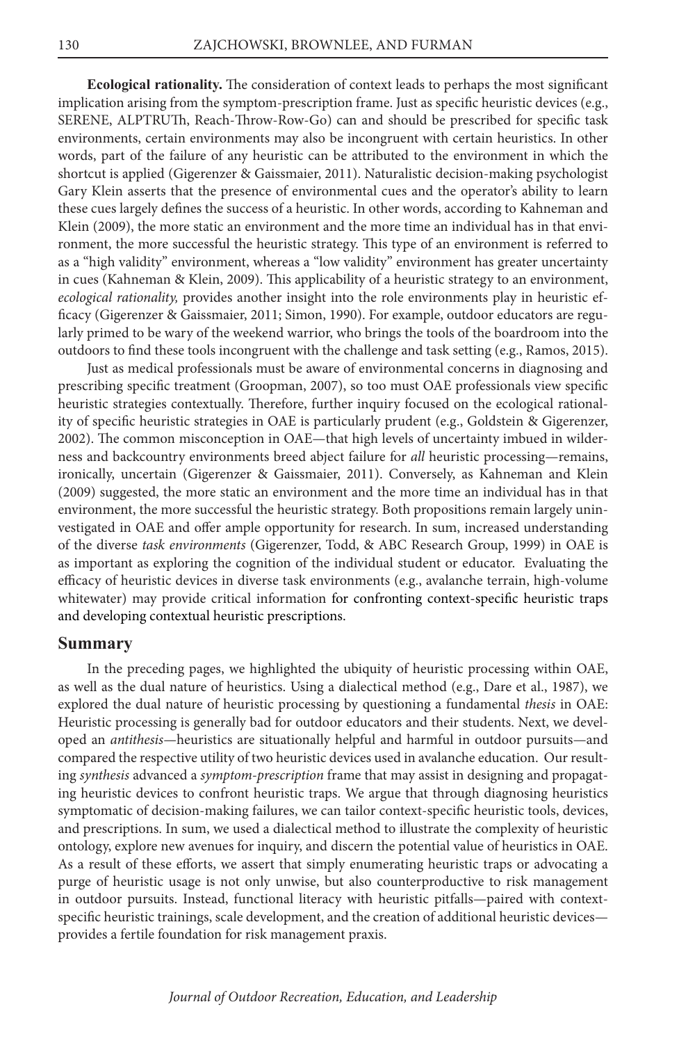**Ecological rationality.** The consideration of context leads to perhaps the most significant implication arising from the symptom-prescription frame. Just as specific heuristic devices (e.g., SERENE, ALPTRUTh, Reach-Throw-Row-Go) can and should be prescribed for specific task environments, certain environments may also be incongruent with certain heuristics. In other words, part of the failure of any heuristic can be attributed to the environment in which the shortcut is applied (Gigerenzer & Gaissmaier, 2011). Naturalistic decision-making psychologist Gary Klein asserts that the presence of environmental cues and the operator's ability to learn these cues largely defines the success of a heuristic. In other words, according to Kahneman and Klein (2009), the more static an environment and the more time an individual has in that environment, the more successful the heuristic strategy. This type of an environment is referred to as a "high validity" environment, whereas a "low validity" environment has greater uncertainty in cues (Kahneman & Klein, 2009). This applicability of a heuristic strategy to an environment, *ecological rationality,* provides another insight into the role environments play in heuristic efficacy (Gigerenzer & Gaissmaier, 2011; Simon, 1990). For example, outdoor educators are regularly primed to be wary of the weekend warrior, who brings the tools of the boardroom into the outdoors to find these tools incongruent with the challenge and task setting (e.g., Ramos, 2015).

Just as medical professionals must be aware of environmental concerns in diagnosing and prescribing specific treatment (Groopman, 2007), so too must OAE professionals view specific heuristic strategies contextually. Therefore, further inquiry focused on the ecological rationality of specific heuristic strategies in OAE is particularly prudent (e.g., Goldstein & Gigerenzer, 2002). The common misconception in OAE—that high levels of uncertainty imbued in wilderness and backcountry environments breed abject failure for *all* heuristic processing—remains, ironically, uncertain (Gigerenzer & Gaissmaier, 2011). Conversely, as Kahneman and Klein (2009) suggested, the more static an environment and the more time an individual has in that environment, the more successful the heuristic strategy. Both propositions remain largely uninvestigated in OAE and offer ample opportunity for research. In sum, increased understanding of the diverse *task environments* (Gigerenzer, Todd, & ABC Research Group, 1999) in OAE is as important as exploring the cognition of the individual student or educator. Evaluating the efficacy of heuristic devices in diverse task environments (e.g., avalanche terrain, high-volume whitewater) may provide critical information for confronting context-specific heuristic traps and developing contextual heuristic prescriptions.

## Summary

In the preceding pages, we highlighted the ubiquity of heuristic processing within OAE, as well as the dual nature of heuristics. Using a dialectical method (e.g., Dare et al., 1987), we explored the dual nature of heuristic processing by questioning a fundamental *thesis* in OAE: Heuristic processing is generally bad for outdoor educators and their students. Next, we developed an *antithesis*—heuristics are situationally helpful and harmful in outdoor pursuits—and compared the respective utility of two heuristic devices used in avalanche education. Our resulting *synthesis* advanced a *symptom-prescription* frame that may assist in designing and propagating heuristic devices to confront heuristic traps. We argue that through diagnosing heuristics symptomatic of decision-making failures, we can tailor context-specific heuristic tools, devices, and prescriptions. In sum, we used a dialectical method to illustrate the complexity of heuristic ontology, explore new avenues for inquiry, and discern the potential value of heuristics in OAE. As a result of these efforts, we assert that simply enumerating heuristic traps or advocating a purge of heuristic usage is not only unwise, but also counterproductive to risk management in outdoor pursuits. Instead, functional literacy with heuristic pitfalls—paired with context-specific heuristic trainings, scale development, and the creation of additional heuristic devices—provides a fertile foundation for risk management praxis.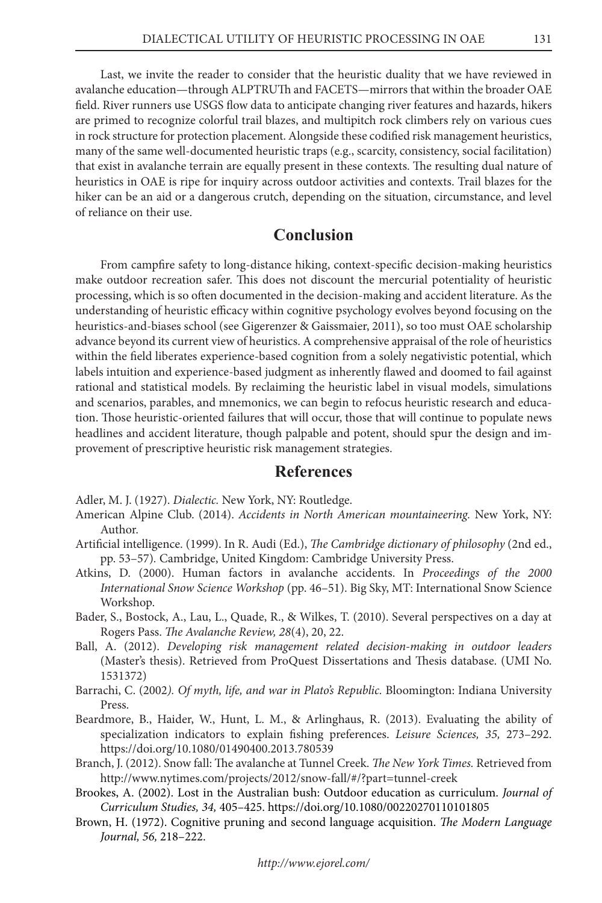Last, we invite the reader to consider that the heuristic duality that we have reviewed in avalanche education—through ALPTRUTh and FACETS—mirrors that within the broader OAE field. River runners use USGS flow data to anticipate changing river features and hazards, hikers are primed to recognize colorful trail blazes, and multipitch rock climbers rely on various cues in rock structure for protection placement. Alongside these codified risk management heuristics, many of the same well-documented heuristic traps (e.g., scarcity, consistency, social facilitation) that exist in avalanche terrain are equally present in these contexts. The resulting dual nature of heuristics in OAE is ripe for inquiry across outdoor activities and contexts. Trail blazes for the hiker can be an aid or a dangerous crutch, depending on the situation, circumstance, and level of reliance on their use.

## Conclusion

From campfire safety to long-distance hiking, context-specific decision-making heuristics make outdoor recreation safer. This does not discount the mercurial potentiality of heuristic processing, which is so often documented in the decision-making and accident literature. As the understanding of heuristic efficacy within cognitive psychology evolves beyond focusing on the heuristics-and-biases school (see Gigerenzer & Gaissmaier, 2011), so too must OAE scholarship advance beyond its current view of heuristics. A comprehensive appraisal of the role of heuristics within the field liberates experience-based cognition from a solely negativistic potential, which labels intuition and experience-based judgment as inherently flawed and doomed to fail against rational and statistical models. By reclaiming the heuristic label in visual models, simulations and scenarios, parables, and mnemonics, we can begin to refocus heuristic research and education. Those heuristic-oriented failures that will occur, those that will continue to populate news headlines and accident literature, though palpable and potent, should spur the design and improvement of prescriptive heuristic risk management strategies.

## References

Adler, M. J. (1927). *Dialectic.* New York, NY: Routledge.

American Alpine Club. (2014). *Accidents in North American mountaineering.* New York, NY: Author.

Artificial intelligence. (1999). In R. Audi (Ed.), *The Cambridge dictionary of philosophy* (2nd ed., pp. 53–57). Cambridge, United Kingdom: Cambridge University Press.

Atkins, D. (2000). Human factors in avalanche accidents. In *Proceedings of the 2000 International Snow Science Workshop* (pp. 46–51). Big Sky, MT: International Snow Science Workshop.

Bader, S., Bostock, A., Lau, L., Quade, R., & Wilkes, T. (2010). Several perspectives on a day at Rogers Pass. *The Avalanche Review, 28*(4), 20, 22.

Ball, A. (2012). *Developing risk management related decision-making in outdoor leaders* (Master's thesis). Retrieved from ProQuest Dissertations and Thesis database. (UMI No. 1531372)

Barrachi, C. (2002*). Of myth, life, and war in Plato's Republic.* Bloomington: Indiana University Press.

Beardmore, B., Haider, W., Hunt, L. M., & Arlinghaus, R. (2013). Evaluating the ability of specialization indicators to explain fishing preferences. *Leisure Sciences, 35,* 273–292. https://doi.org/10.1080/01490400.2013.780539

Branch, J. (2012). Snow fall: The avalanche at Tunnel Creek. *The New York Times.* Retrieved from http://www.nytimes.com/projects/2012/snow-fall/#/?part=tunnel-creek

Brookes, A. (2002). Lost in the Australian bush: Outdoor education as curriculum. *Journal of Curriculum Studies, 34,* 405–425. https://doi.org/10.1080/00220270110101805

Brown, H. (1972). Cognitive pruning and second language acquisition. *The Modern Language Journal, 56,* 218–222.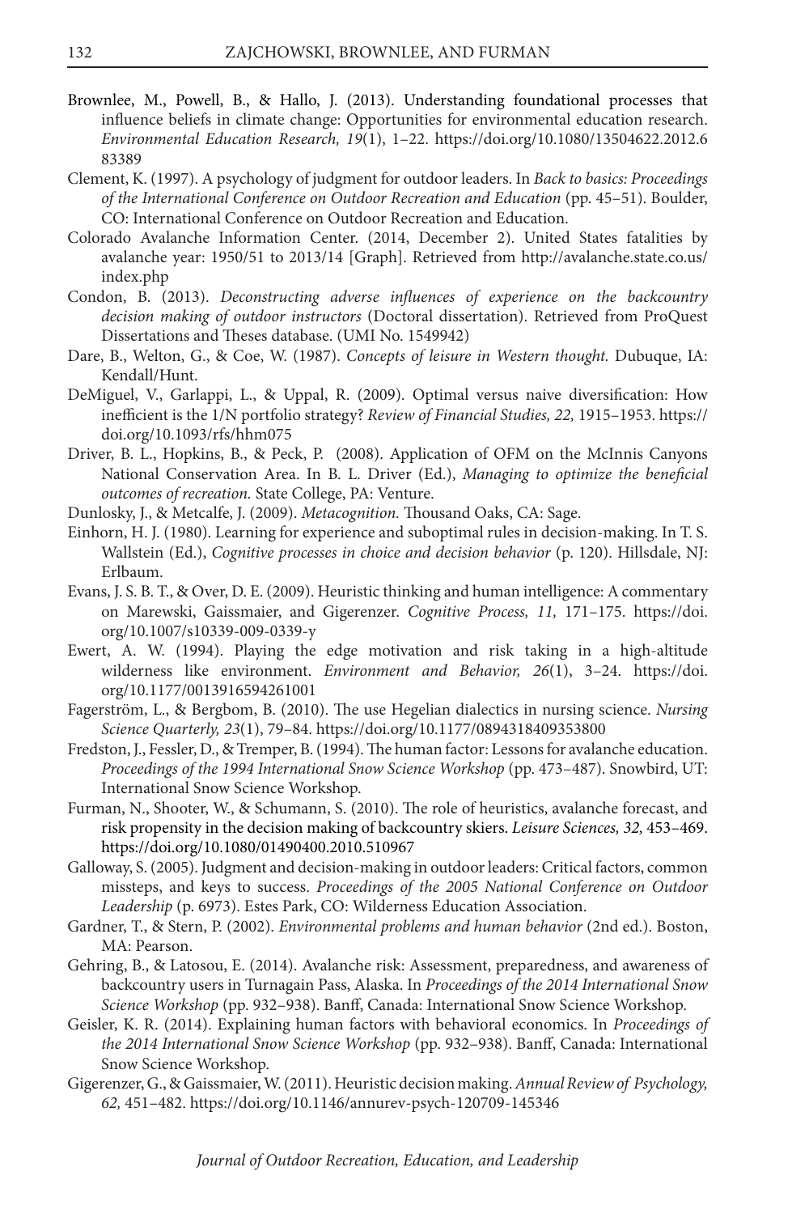Brownlee, M., Powell, B., & Hallo, J. (2013). Understanding foundational processes that influence beliefs in climate change: Opportunities for environmental education research. *Environmental Education Research, 19*(1), 1–22. https://doi.org/10.1080/13504622.2012.683389

Clement, K. (1997). A psychology of judgment for outdoor leaders. In *Back to basics: Proceedings of the International Conference on Outdoor Recreation and Education* (pp. 45–51). Boulder, CO: International Conference on Outdoor Recreation and Education.

Colorado Avalanche Information Center. (2014, December 2). United States fatalities by avalanche year: 1950/51 to 2013/14 [Graph]. Retrieved from http://avalanche.state.co.us/index.php

Condon, B. (2013). *Deconstructing adverse influences of experience on the backcountry decision making of outdoor instructors* (Doctoral dissertation). Retrieved from ProQuest Dissertations and Theses database. (UMI No. 1549942)

Dare, B., Welton, G., & Coe, W. (1987). *Concepts of leisure in Western thought.* Dubuque, IA: Kendall/Hunt.

DeMiguel, V., Garlappi, L., & Uppal, R. (2009). Optimal versus naive diversification: How inefficient is the 1/N portfolio strategy? *Review of Financial Studies, 22,* 1915–1953. https://doi.org/10.1093/rfs/hhm075

Driver, B. L., Hopkins, B., & Peck, P. (2008). Application of OFM on the McInnis Canyons National Conservation Area. In B. L. Driver (Ed.), *Managing to optimize the beneficial outcomes of recreation.* State College, PA: Venture.

Dunlosky, J., & Metcalfe, J. (2009). *Metacognition.* Thousand Oaks, CA: Sage.

Einhorn, H. J. (1980). Learning for experience and suboptimal rules in decision-making. In T. S. Wallstein (Ed.), *Cognitive processes in choice and decision behavior* (p. 120). Hillsdale, NJ: Erlbaum.

Evans, J. S. B. T., & Over, D. E. (2009). Heuristic thinking and human intelligence: A commentary on Marewski, Gaissmaier, and Gigerenzer. *Cognitive Process, 11,* 171–175. https://doi.org/10.1007/s10339-009-0339-y

Ewert, A. W. (1994). Playing the edge motivation and risk taking in a high-altitude wilderness like environment. *Environment and Behavior, 26*(1), 3–24. https://doi.org/10.1177/0013916594261001

Fagerström, L., & Bergbom, B. (2010). The use Hegelian dialectics in nursing science. *Nursing Science Quarterly, 23*(1), 79–84. https://doi.org/10.1177/0894318409353800

Fredston, J., Fessler, D., & Tremper, B. (1994). The human factor: Lessons for avalanche education. *Proceedings of the 1994 International Snow Science Workshop* (pp. 473–487). Snowbird, UT: International Snow Science Workshop.

Furman, N., Shooter, W., & Schumann, S. (2010). The role of heuristics, avalanche forecast, and risk propensity in the decision making of backcountry skiers. *Leisure Sciences, 32,* 453–469. https://doi.org/10.1080/01490400.2010.510967

Galloway, S. (2005). Judgment and decision-making in outdoor leaders: Critical factors, common missteps, and keys to success. *Proceedings of the 2005 National Conference on Outdoor Leadership* (p. 6973). Estes Park, CO: Wilderness Education Association.

Gardner, T., & Stern, P. (2002). *Environmental problems and human behavior* (2nd ed.). Boston, MA: Pearson.

Gehring, B., & Latosou, E. (2014). Avalanche risk: Assessment, preparedness, and awareness of backcountry users in Turnagain Pass, Alaska. In *Proceedings of the 2014 International Snow Science Workshop* (pp. 932–938). Banff, Canada: International Snow Science Workshop.

Geisler, K. R. (2014). Explaining human factors with behavioral economics. In *Proceedings of the 2014 International Snow Science Workshop* (pp. 932–938). Banff, Canada: International Snow Science Workshop.

Gigerenzer, G., & Gaissmaier, W. (2011). Heuristic decision making. *Annual Review of Psychology, 62,* 451–482. https://doi.org/10.1146/annurev-psych-120709-145346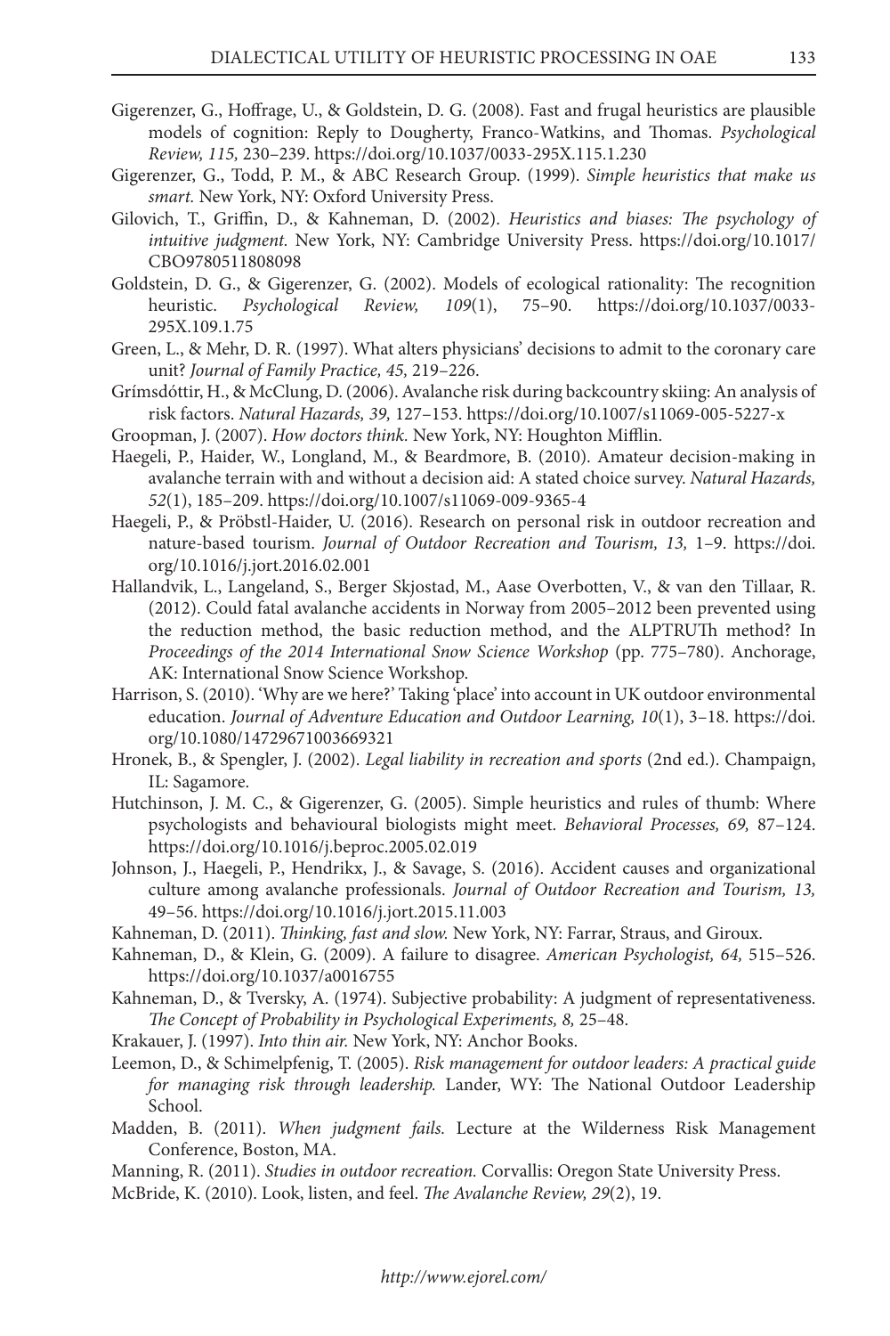Gigerenzer, G., Hoffrage, U., & Goldstein, D. G. (2008). Fast and frugal heuristics are plausible models of cognition: Reply to Dougherty, Franco-Watkins, and Thomas. *Psychological Review, 115*, 230–239. https://doi.org/10.1037/0033-295X.115.1.230

Gigerenzer, G., Todd, P. M., & ABC Research Group. (1999). *Simple heuristics that make us smart.* New York, NY: Oxford University Press.

Gilovich, T., Griffin, D., & Kahneman, D. (2002). *Heuristics and biases: The psychology of intuitive judgment.* New York, NY: Cambridge University Press. https://doi.org/10.1017/CBO9780511808098

Goldstein, D. G., & Gigerenzer, G. (2002). Models of ecological rationality: The recognition heuristic. *Psychological Review, 109*(1), 75–90. https://doi.org/10.1037/0033-295X.109.1.75

Green, L., & Mehr, D. R. (1997). What alters physicians' decisions to admit to the coronary care unit? *Journal of Family Practice, 45,* 219–226.

Grímsdóttir, H., & McClung, D. (2006). Avalanche risk during backcountry skiing: An analysis of risk factors. *Natural Hazards, 39,* 127–153. https://doi.org/10.1007/s11069-005-5227-x

Groopman, J. (2007). *How doctors think.* New York, NY: Houghton Mifflin.

Haegeli, P., Haider, W., Longland, M., & Beardmore, B. (2010). Amateur decision-making in avalanche terrain with and without a decision aid: A stated choice survey. *Natural Hazards, 52*(1), 185–209. https://doi.org/10.1007/s11069-009-9365-4

Haegeli, P., & Pröbstl-Haider, U. (2016). Research on personal risk in outdoor recreation and nature-based tourism. *Journal of Outdoor Recreation and Tourism, 13,* 1–9. https://doi.org/10.1016/j.jort.2016.02.001

Hallandvik, L., Langeland, S., Berger Skjostad, M., Aase Overbotten, V., & van den Tillaar, R. (2012). Could fatal avalanche accidents in Norway from 2005–2012 been prevented using the reduction method, the basic reduction method, and the ALPTRUTh method? In *Proceedings of the 2014 International Snow Science Workshop* (pp. 775–780). Anchorage, AK: International Snow Science Workshop.

Harrison, S. (2010). 'Why are we here?' Taking 'place' into account in UK outdoor environmental education. *Journal of Adventure Education and Outdoor Learning, 10*(1), 3–18. https://doi.org/10.1080/14729671003669321

Hronek, B., & Spengler, J. (2002). *Legal liability in recreation and sports* (2nd ed.). Champaign, IL: Sagamore.

Hutchinson, J. M. C., & Gigerenzer, G. (2005). Simple heuristics and rules of thumb: Where psychologists and behavioural biologists might meet. *Behavioral Processes, 69,* 87–124. https://doi.org/10.1016/j.beproc.2005.02.019

Johnson, J., Haegeli, P., Hendrikx, J., & Savage, S. (2016). Accident causes and organizational culture among avalanche professionals. *Journal of Outdoor Recreation and Tourism, 13,* 49–56. https://doi.org/10.1016/j.jort.2015.11.003

Kahneman, D. (2011). *Thinking, fast and slow.* New York, NY: Farrar, Straus, and Giroux.

Kahneman, D., & Klein, G. (2009). A failure to disagree. *American Psychologist, 64,* 515–526. https://doi.org/10.1037/a0016755

Kahneman, D., & Tversky, A. (1974). Subjective probability: A judgment of representativeness. *The Concept of Probability in Psychological Experiments, 8,* 25–48.

Krakauer, J. (1997). *Into thin air.* New York, NY: Anchor Books.

Leemon, D., & Schimelpfenig, T. (2005). *Risk management for outdoor leaders: A practical guide for managing risk through leadership.* Lander, WY: The National Outdoor Leadership School.

Madden, B. (2011). *When judgment fails.* Lecture at the Wilderness Risk Management Conference, Boston, MA.

Manning, R. (2011). *Studies in outdoor recreation.* Corvallis: Oregon State University Press.

McBride, K. (2010). Look, listen, and feel. *The Avalanche Review, 29*(2), 19.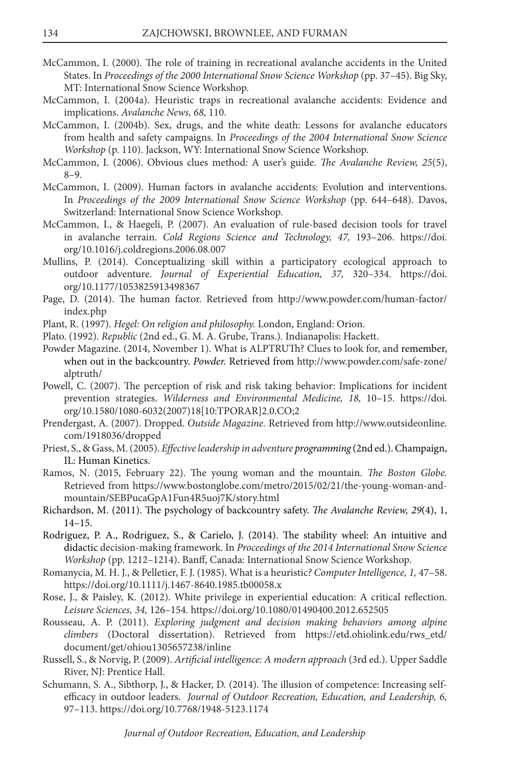McCammon, I. (2000). The role of training in recreational avalanche accidents in the United States. In *Proceedings of the 2000 International Snow Science Workshop* (pp. 37–45). Big Sky, MT: International Snow Science Workshop.

McCammon, I. (2004a). Heuristic traps in recreational avalanche accidents: Evidence and implications. *Avalanche News, 68,* 110.

McCammon, I. (2004b). Sex, drugs, and the white death: Lessons for avalanche educators from health and safety campaigns. In *Proceedings of the 2004 International Snow Science Workshop* (p. 110). Jackson, WY: International Snow Science Workshop.

McCammon, I. (2006). Obvious clues method: A user's guide. *The Avalanche Review, 25*(5), 8–9.

McCammon, I. (2009). Human factors in avalanche accidents: Evolution and interventions. In *Proceedings of the 2009 International Snow Science Workshop* (pp. 644–648). Davos, Switzerland: International Snow Science Workshop.

McCammon, I., & Haegeli, P. (2007). An evaluation of rule-based decision tools for travel in avalanche terrain. *Cold Regions Science and Technology, 47,* 193–206. https://doi.org/10.1016/j.coldregions.2006.08.007

Mullins, P. (2014). Conceptualizing skill within a participatory ecological approach to outdoor adventure. *Journal of Experiential Education, 37,* 320–334. https://doi.org/10.1177/1053825913498367

Page, D. (2014). The human factor. Retrieved from http://www.powder.com/human-factor/index.php

Plant, R. (1997). *Hegel: On religion and philosophy.* London, England: Orion.

Plato. (1992). *Republic* (2nd ed., G. M. A. Grube, Trans.). Indianapolis: Hackett.

Powder Magazine. (2014, November 1). What is ALPTRUTh? Clues to look for, and remember, when out in the backcountry. *Powder.* Retrieved from http://www.powder.com/safe-zone/alptruth/

Powell, C. (2007). The perception of risk and risk taking behavior: Implications for incident prevention strategies. *Wilderness and Environmental Medicine, 18,* 10–15. https://doi.org/10.1580/1080-6032(2007)18[10:TPORAR]2.0.CO;2

Prendergast, A. (2007). Dropped. *Outside Magazine.* Retrieved from http://www.outsideonline.com/1918036/dropped

Priest, S., & Gass, M. (2005). *Effective leadership in adventure programming* (2nd ed.). Champaign, IL: Human Kinetics.

Ramos, N. (2015, February 22). The young woman and the mountain. *The Boston Globe.* Retrieved from https://www.bostonglobe.com/metro/2015/02/21/the-young-woman-and-mountain/SEBPucaGpA1Fun4R5uoj7K/story.html

Richardson, M. (2011). The psychology of backcountry safety. *The Avalanche Review, 29*(4), 1, 14–15.

Rodriguez, P. A., Rodriguez, S., & Carielo, J. (2014). The stability wheel: An intuitive and didactic decision-making framework. In *Proceedings of the 2014 International Snow Science Workshop* (pp. 1212–1214). Banff, Canada: International Snow Science Workshop.

Romanycia, M. H. J., & Pelletier, F. J. (1985). What is a heuristic? *Computer Intelligence, 1,* 47–58. https://doi.org/10.1111/j.1467-8640.1985.tb00058.x

Rose, J., & Paisley, K. (2012). White privilege in experiential education: A critical reflection. *Leisure Sciences, 34,* 126–154. https://doi.org/10.1080/01490400.2012.652505

Rousseau, A. P. (2011). *Exploring judgment and decision making behaviors among alpine climbers* (Doctoral dissertation). Retrieved from https://etd.ohiolink.edu/rws_etd/document/get/ohiou1305657238/inline

Russell, S., & Norvig, P. (2009). *Artificial intelligence: A modern approach* (3rd ed.). Upper Saddle River, NJ: Prentice Hall.

Schumann, S. A., Sibthorp, J., & Hacker, D. (2014). The illusion of competence: Increasing self-efficacy in outdoor leaders. *Journal of Outdoor Recreation, Education, and Leadership, 6,* 97–113. https://doi.org/10.7768/1948-5123.1174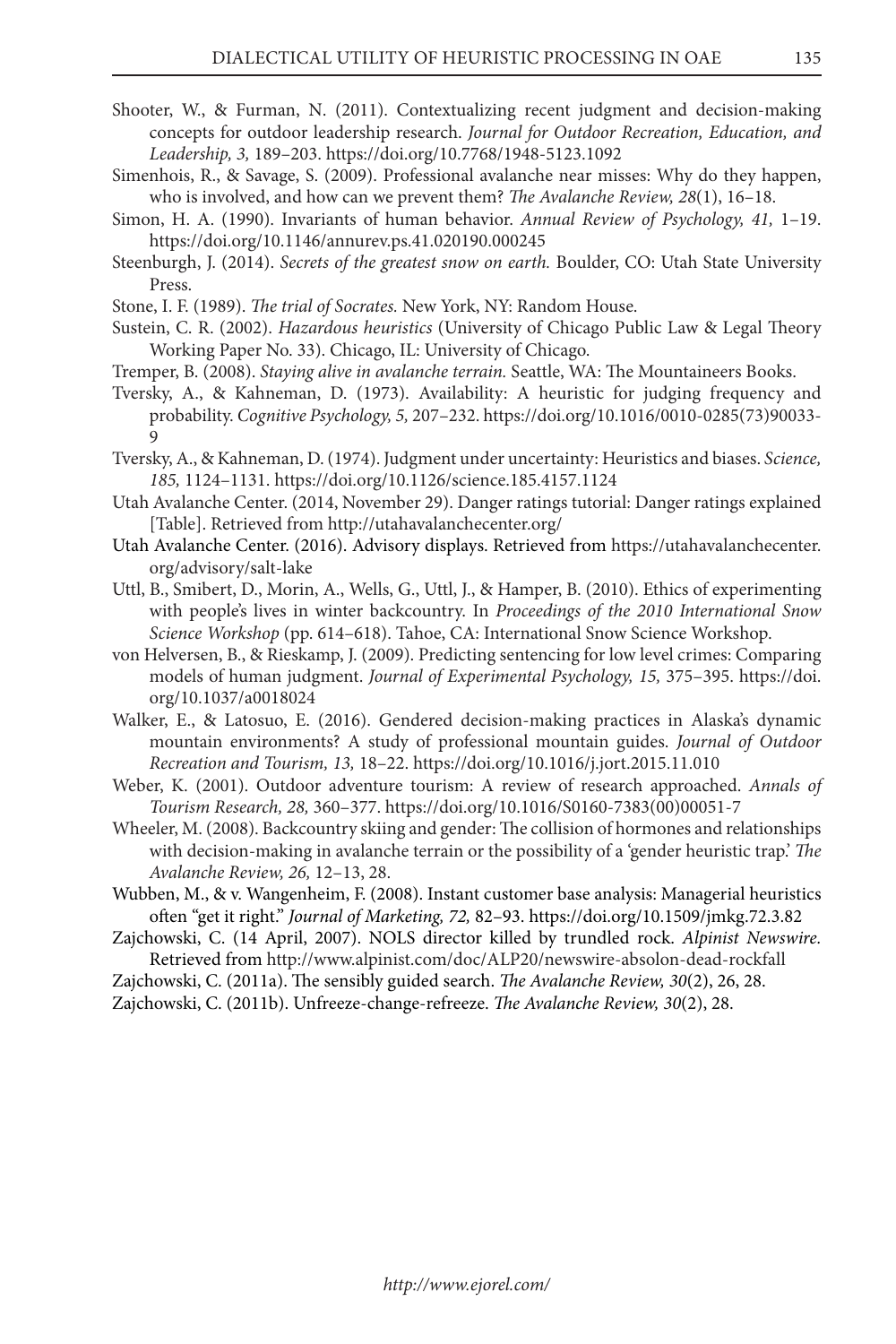Shooter, W., & Furman, N. (2011). Contextualizing recent judgment and decision-making concepts for outdoor leadership research. *Journal for Outdoor Recreation, Education, and Leadership, 3,* 189–203. https://doi.org/10.7768/1948-5123.1092

Simenhois, R., & Savage, S. (2009). Professional avalanche near misses: Why do they happen, who is involved, and how can we prevent them? *The Avalanche Review, 28*(1), 16–18.

Simon, H. A. (1990). Invariants of human behavior. *Annual Review of Psychology, 41,* 1–19. https://doi.org/10.1146/annurev.ps.41.020190.000245

Steenburgh, J. (2014). *Secrets of the greatest snow on earth.* Boulder, CO: Utah State University Press.

Stone, I. F. (1989). *The trial of Socrates.* New York, NY: Random House.

Sustein, C. R. (2002). *Hazardous heuristics* (University of Chicago Public Law & Legal Theory Working Paper No. 33). Chicago, IL: University of Chicago.

Tremper, B. (2008). *Staying alive in avalanche terrain.* Seattle, WA: The Mountaineers Books.

Tversky, A., & Kahneman, D. (1973). Availability: A heuristic for judging frequency and probability. *Cognitive Psychology, 5,* 207–232. https://doi.org/10.1016/0010-0285(73)90033-9

Tversky, A., & Kahneman, D. (1974). Judgment under uncertainty: Heuristics and biases. *Science, 185,* 1124–1131. https://doi.org/10.1126/science.185.4157.1124

Utah Avalanche Center. (2014, November 29). Danger ratings tutorial: Danger ratings explained [Table]. Retrieved from http://utahavalanchecenter.org/

Utah Avalanche Center. (2016). Advisory displays. Retrieved from https://utahavalanchecenter.org/advisory/salt-lake

Uttl, B., Smibert, D., Morin, A., Wells, G., Uttl, J., & Hamper, B. (2010). Ethics of experimenting with people's lives in winter backcountry. In *Proceedings of the 2010 International Snow Science Workshop* (pp. 614–618). Tahoe, CA: International Snow Science Workshop.

von Helversen, B., & Rieskamp, J. (2009). Predicting sentencing for low level crimes: Comparing models of human judgment. *Journal of Experimental Psychology, 15,* 375–395. https://doi.org/10.1037/a0018024

Walker, E., & Latosuo, E. (2016). Gendered decision-making practices in Alaska's dynamic mountain environments? A study of professional mountain guides. *Journal of Outdoor Recreation and Tourism, 13,* 18–22. https://doi.org/10.1016/j.jort.2015.11.010

Weber, K. (2001). Outdoor adventure tourism: A review of research approached. *Annals of Tourism Research, 28,* 360–377. https://doi.org/10.1016/S0160-7383(00)00051-7

Wheeler, M. (2008). Backcountry skiing and gender: The collision of hormones and relationships with decision-making in avalanche terrain or the possibility of a 'gender heuristic trap.' *The Avalanche Review, 26,* 12–13, 28.

Wubben, M., & v. Wangenheim, F. (2008). Instant customer base analysis: Managerial heuristics often "get it right." *Journal of Marketing, 72,* 82–93. https://doi.org/10.1509/jmkg.72.3.82

Zajchowski, C. (14 April, 2007). NOLS director killed by trundled rock. *Alpinist Newswire.* Retrieved from http://www.alpinist.com/doc/ALP20/newswire-absolon-dead-rockfall

Zajchowski, C. (2011a). The sensibly guided search. *The Avalanche Review, 30*(2), 26, 28.

Zajchowski, C. (2011b). Unfreeze-change-refreeze. *The Avalanche Review, 30*(2), 28.